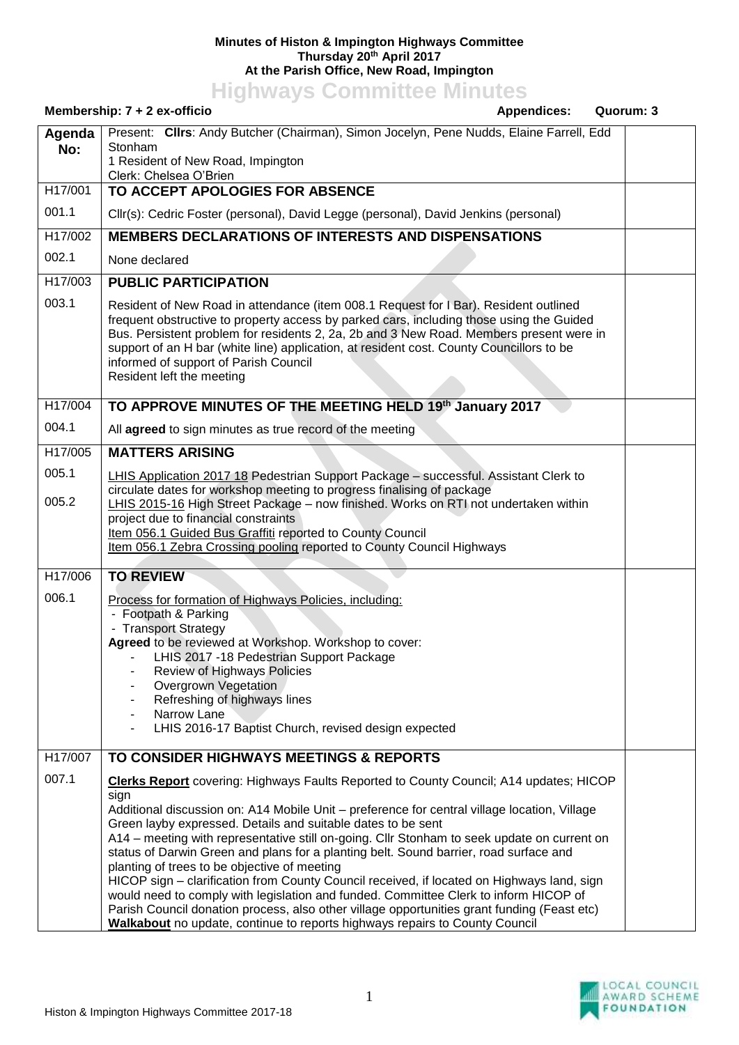**Minutes of Histon & Impington Highways Committee**
**Thursday 20th April 2017**
**At the Parish Office, New Road, Impington**

# Highways Committee Minutes

**Membership: 7 + 2 ex-officio** **Appendices:** **Quorum: 3**

| Agenda No: | Present: **Cllrs**: Andy Butcher (Chairman), Simon Jocelyn, Pene Nudds, Elaine Farrell, Edd Stonham<br>1 Resident of New Road, Impington<br>Clerk: Chelsea O'Brien | |
|---|---|---|
| H17/001 | **TO ACCEPT APOLOGIES FOR ABSENCE** | |
| 001.1 | Cllr(s): Cedric Foster (personal), David Legge (personal), David Jenkins (personal) | |
| H17/002 | **MEMBERS DECLARATIONS OF INTERESTS AND DISPENSATIONS** | |
| 002.1 | None declared | |
| H17/003 | **PUBLIC PARTICIPATION** | |
| 003.1 | Resident of New Road in attendance (item 008.1 Request for I Bar). Resident outlined frequent obstructive to property access by parked cars, including those using the Guided Bus. Persistent problem for residents 2, 2a, 2b and 3 New Road. Members present were in support of an H bar (white line) application, at resident cost. County Councillors to be informed of support of Parish Council<br>Resident left the meeting | |
| H17/004 | **TO APPROVE MINUTES OF THE MEETING HELD 19th January 2017** | |
| 004.1 | All **agreed** to sign minutes as true record of the meeting | |
| H17/005 | **MATTERS ARISING** | |
| 005.1<br><br>005.2 | LHIS Application 2017 18 Pedestrian Support Package – successful. Assistant Clerk to circulate dates for workshop meeting to progress finalising of package<br>LHIS 2015-16 High Street Package – now finished. Works on RTI not undertaken within project due to financial constraints<br>Item 056.1 Guided Bus Graffiti reported to County Council<br>Item 056.1 Zebra Crossing pooling reported to County Council Highways | |
| H17/006 | **TO REVIEW** | |
| 006.1 | Process for formation of Highways Policies, including:<br>- Footpath & Parking<br>- Transport Strategy<br>**Agreed** to be reviewed at Workshop. Workshop to cover:<br>- LHIS 2017 -18 Pedestrian Support Package<br>- Review of Highways Policies<br>- Overgrown Vegetation<br>- Refreshing of highways lines<br>- Narrow Lane<br>- LHIS 2016-17 Baptist Church, revised design expected | |
| H17/007 | **TO CONSIDER HIGHWAYS MEETINGS & REPORTS** | |
| 007.1 | **Clerks Report** covering: Highways Faults Reported to County Council; A14 updates; HICOP sign<br>Additional discussion on: A14 Mobile Unit – preference for central village location, Village Green layby expressed. Details and suitable dates to be sent<br>A14 – meeting with representative still on-going. Cllr Stonham to seek update on current on status of Darwin Green and plans for a planting belt. Sound barrier, road surface and planting of trees to be objective of meeting<br>HICOP sign – clarification from County Council received, if located on Highways land, sign would need to comply with legislation and funded. Committee Clerk to inform HICOP of Parish Council donation process, also other village opportunities grant funding (Feast etc)<br>**Walkabout** no update, continue to reports highways repairs to County Council | |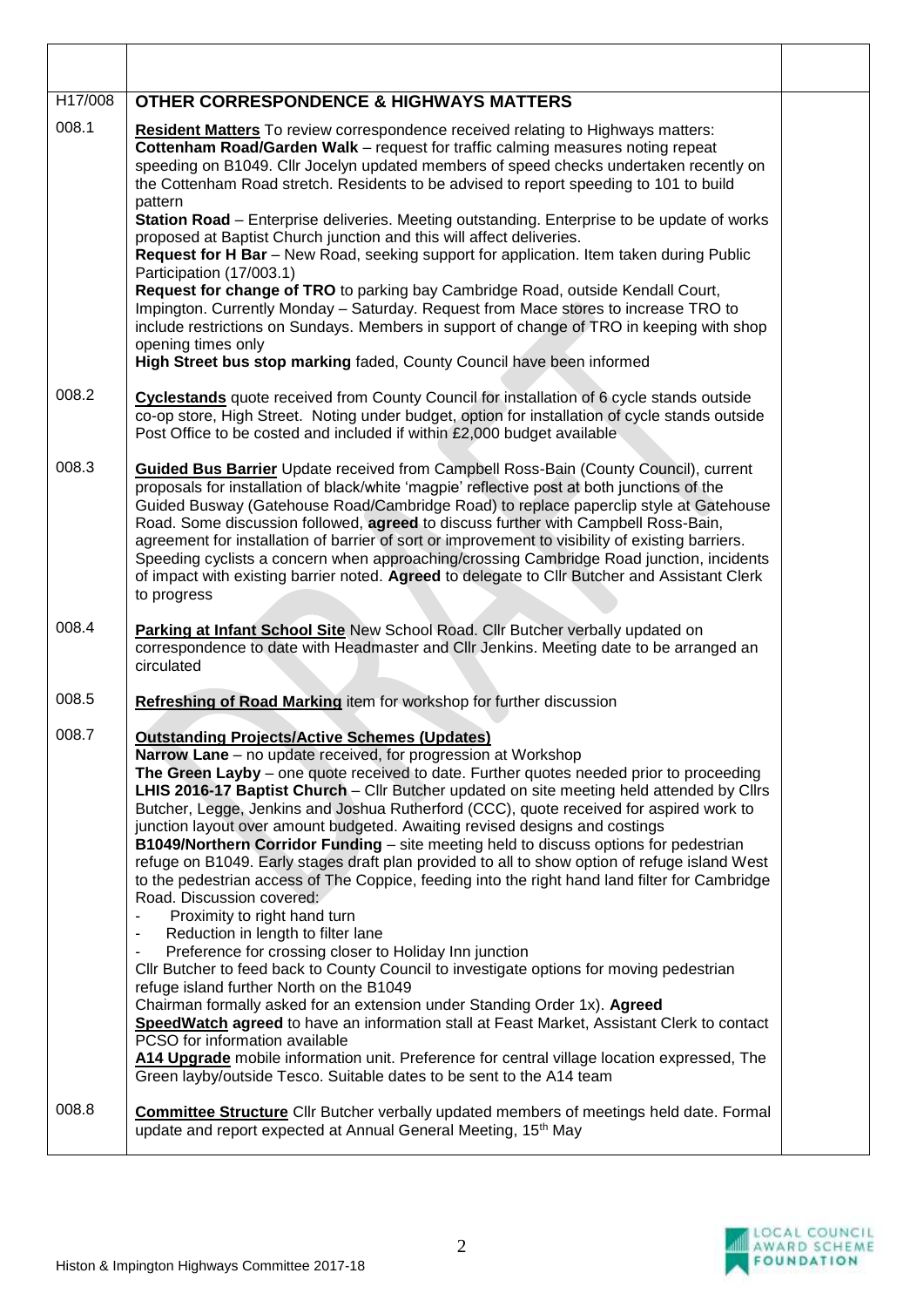| | | |
|---|---|---|
| H17/008 | **OTHER CORRESPONDENCE & HIGHWAYS MATTERS** | |
| 008.1 | **Resident Matters** To review correspondence received relating to Highways matters:<br>**Cottenham Road/Garden Walk** – request for traffic calming measures noting repeat speeding on B1049. Cllr Jocelyn updated members of speed checks undertaken recently on the Cottenham Road stretch. Residents to be advised to report speeding to 101 to build pattern<br>**Station Road** – Enterprise deliveries. Meeting outstanding. Enterprise to be update of works proposed at Baptist Church junction and this will affect deliveries.<br>**Request for H Bar** – New Road, seeking support for application. Item taken during Public Participation (17/003.1)<br>**Request for change of TRO** to parking bay Cambridge Road, outside Kendall Court, Impington. Currently Monday – Saturday. Request from Mace stores to increase TRO to include restrictions on Sundays. Members in support of change of TRO in keeping with shop opening times only<br>**High Street bus stop marking** faded, County Council have been informed | |
| 008.2 | **Cyclestands** quote received from County Council for installation of 6 cycle stands outside co-op store, High Street. Noting under budget, option for installation of cycle stands outside Post Office to be costed and included if within £2,000 budget available | |
| 008.3 | **Guided Bus Barrier** Update received from Campbell Ross-Bain (County Council), current proposals for installation of black/white 'magpie' reflective post at both junctions of the Guided Busway (Gatehouse Road/Cambridge Road) to replace paperclip style at Gatehouse Road. Some discussion followed, **agreed** to discuss further with Campbell Ross-Bain, agreement for installation of barrier of sort or improvement to visibility of existing barriers. Speeding cyclists a concern when approaching/crossing Cambridge Road junction, incidents of impact with existing barrier noted. **Agreed** to delegate to Cllr Butcher and Assistant Clerk to progress | |
| 008.4 | **Parking at Infant School Site** New School Road. Cllr Butcher verbally updated on correspondence to date with Headmaster and Cllr Jenkins. Meeting date to be arranged an circulated | |
| 008.5 | **Refreshing of Road Marking** item for workshop for further discussion | |
| 008.7 | **Outstanding Projects/Active Schemes (Updates)**<br>**Narrow Lane** – no update received, for progression at Workshop<br>**The Green Layby** – one quote received to date. Further quotes needed prior to proceeding<br>**LHIS 2016-17 Baptist Church** – Cllr Butcher updated on site meeting held attended by Cllrs Butcher, Legge, Jenkins and Joshua Rutherford (CCC), quote received for aspired work to junction layout over amount budgeted. Awaiting revised designs and costings<br>**B1049/Northern Corridor Funding** – site meeting held to discuss options for pedestrian refuge on B1049. Early stages draft plan provided to all to show option of refuge island West to the pedestrian access of The Coppice, feeding into the right hand land filter for Cambridge Road. Discussion covered:<br>- Proximity to right hand turn<br>- Reduction in length to filter lane<br>- Preference for crossing closer to Holiday Inn junction<br>Cllr Butcher to feed back to County Council to investigate options for moving pedestrian refuge island further North on the B1049<br>Chairman formally asked for an extension under Standing Order 1x). **Agreed**<br>**SpeedWatch agreed** to have an information stall at Feast Market, Assistant Clerk to contact PCSO for information available<br>**A14 Upgrade** mobile information unit. Preference for central village location expressed, The Green layby/outside Tesco. Suitable dates to be sent to the A14 team | |
| 008.8 | **Committee Structure** Cllr Butcher verbally updated members of meetings held date. Formal update and report expected at Annual General Meeting, 15th May | |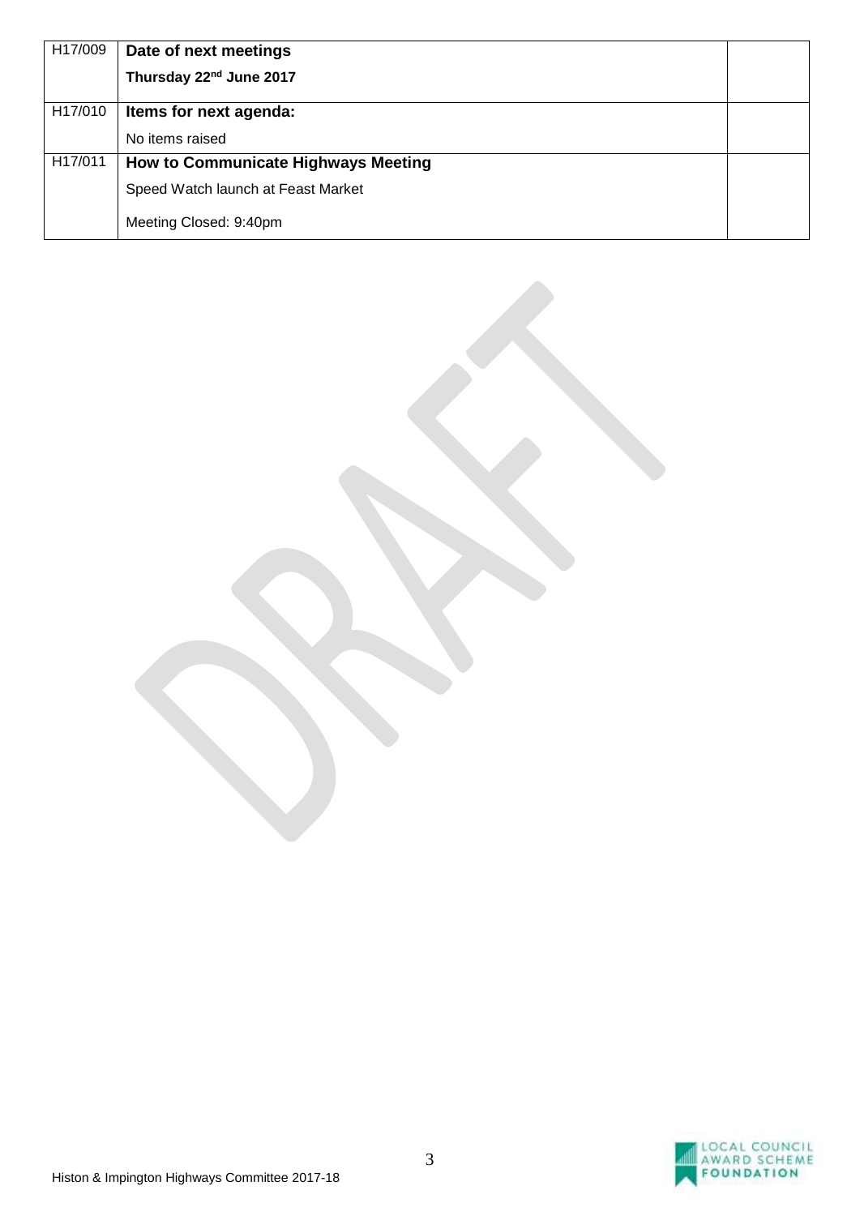| | | |
|---|---|---|
| H17/009 | **Date of next meetings**<br>**Thursday 22nd June 2017** | |
| H17/010 | **Items for next agenda:**<br>No items raised | |
| H17/011 | **How to Communicate Highways Meeting**<br>Speed Watch launch at Feast Market<br>Meeting Closed: 9:40pm | |